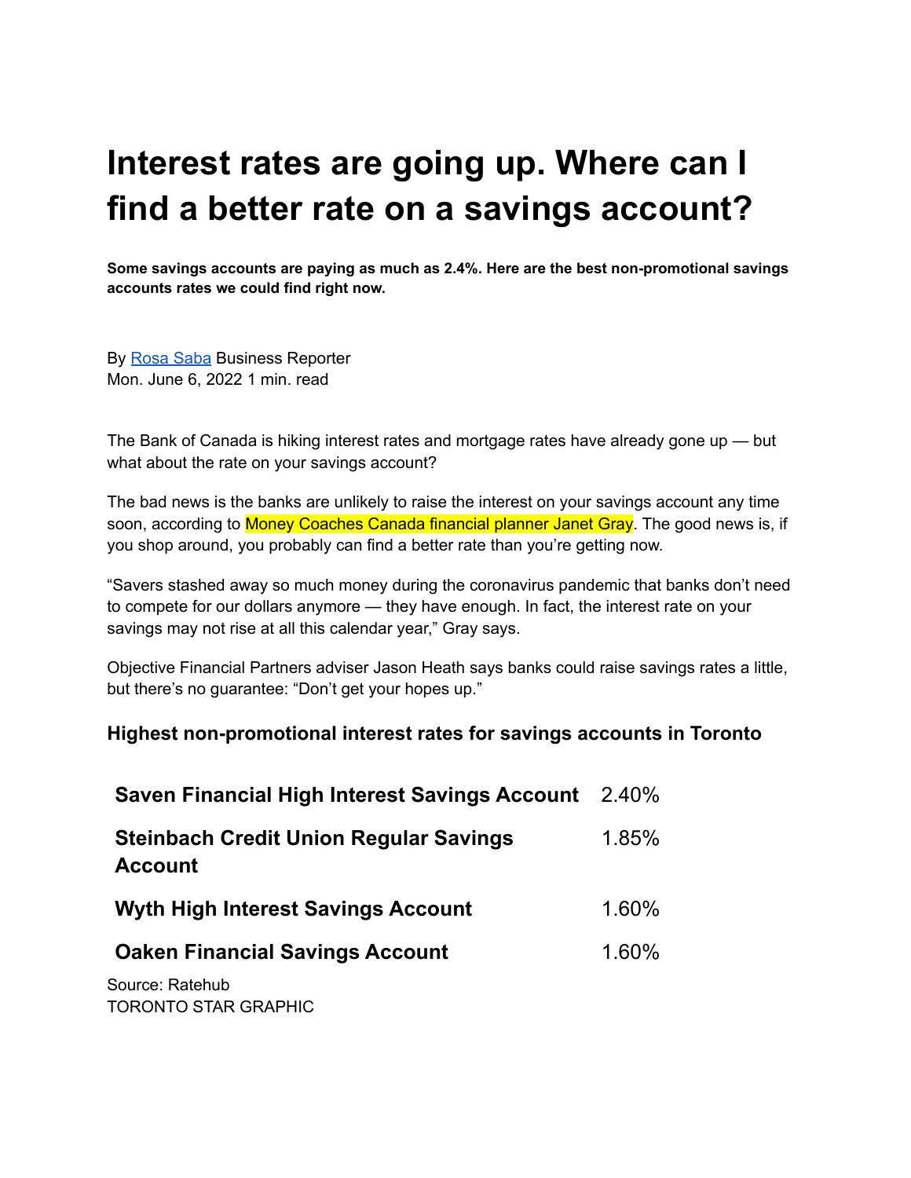# Interest rates are going up. Where can I find a better rate on a savings account?

**Some savings accounts are paying as much as 2.4%. Here are the best non-promotional savings accounts rates we could find right now.**

By Rosa Saba Business Reporter
Mon. June 6, 2022 1 min. read

The Bank of Canada is hiking interest rates and mortgage rates have already gone up — but what about the rate on your savings account?

The bad news is the banks are unlikely to raise the interest on your savings account any time soon, according to Money Coaches Canada financial planner Janet Gray. The good news is, if you shop around, you probably can find a better rate than you're getting now.

"Savers stashed away so much money during the coronavirus pandemic that banks don't need to compete for our dollars anymore — they have enough. In fact, the interest rate on your savings may not rise at all this calendar year," Gray says.

Objective Financial Partners adviser Jason Heath says banks could raise savings rates a little, but there's no guarantee: "Don't get your hopes up."

### Highest non-promotional interest rates for savings accounts in Toronto

| Account | Rate |
|---|---|
| **Saven Financial High Interest Savings Account** | 2.40% |
| **Steinbach Credit Union Regular Savings Account** | 1.85% |
| **Wyth High Interest Savings Account** | 1.60% |
| **Oaken Financial Savings Account** | 1.60% |

Source: Ratehub
TORONTO STAR GRAPHIC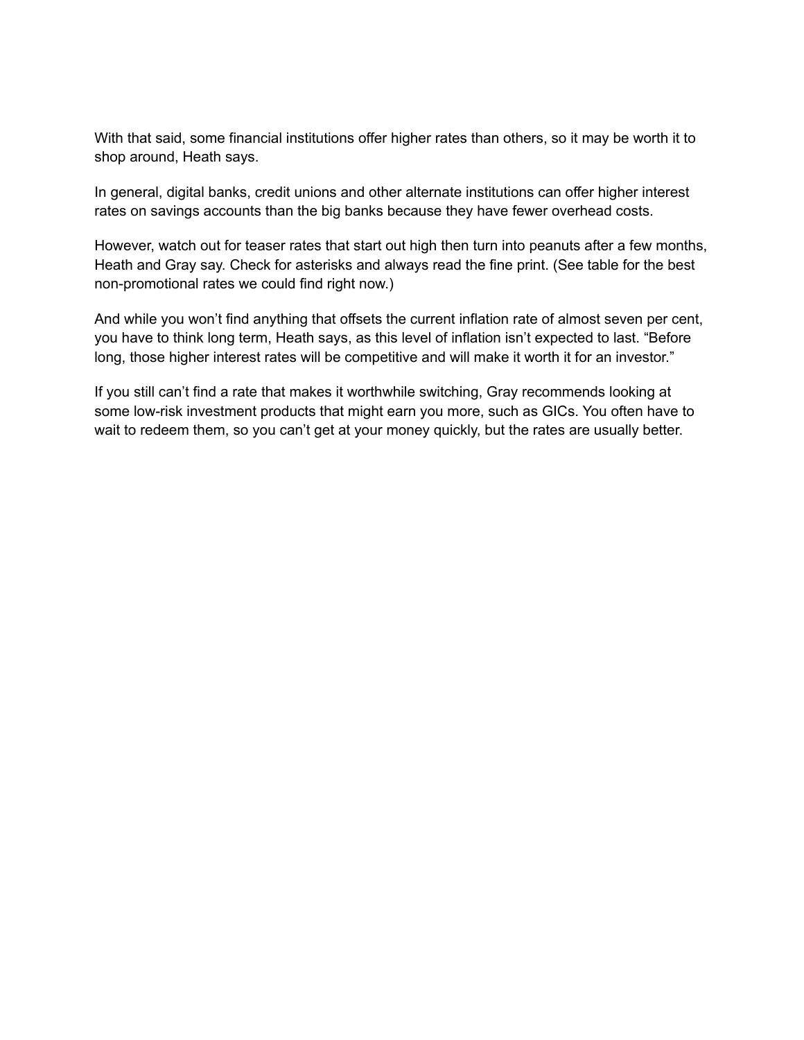With that said, some financial institutions offer higher rates than others, so it may be worth it to shop around, Heath says.

In general, digital banks, credit unions and other alternate institutions can offer higher interest rates on savings accounts than the big banks because they have fewer overhead costs.

However, watch out for teaser rates that start out high then turn into peanuts after a few months, Heath and Gray say. Check for asterisks and always read the fine print. (See table for the best non-promotional rates we could find right now.)

And while you won't find anything that offsets the current inflation rate of almost seven per cent, you have to think long term, Heath says, as this level of inflation isn't expected to last. "Before long, those higher interest rates will be competitive and will make it worth it for an investor."

If you still can't find a rate that makes it worthwhile switching, Gray recommends looking at some low-risk investment products that might earn you more, such as GICs. You often have to wait to redeem them, so you can't get at your money quickly, but the rates are usually better.